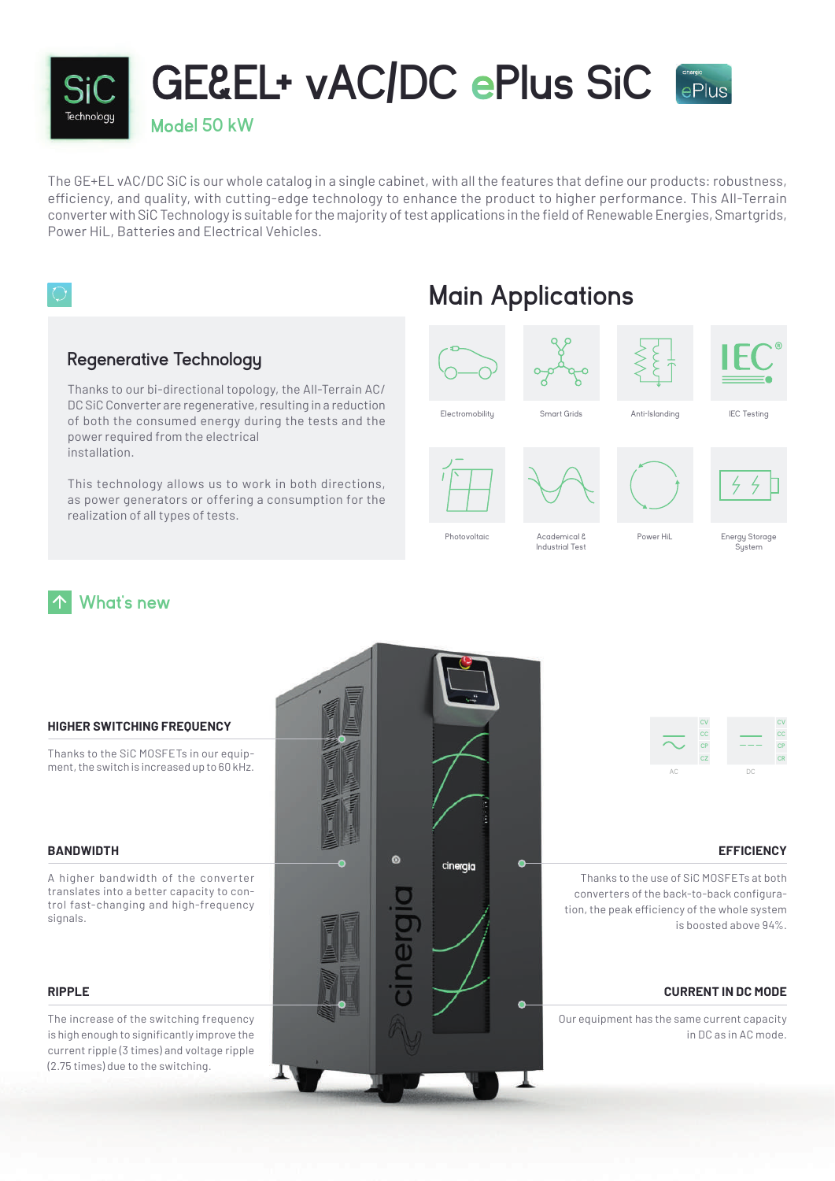# GE&EL+ vAC/DC ePlus SiC

## Model 50 kW

The GE+EL vAC/DC SiC is our whole catalog in a single cabinet, with all the features that define our products: robustness, efficiency, and quality, with cutting-edge technology to enhance the product to higher performance. This All-Terrain converter with SiC Technology is suitable for the majority of test applications in the field of Renewable Energies, Smartgrids, Power HiL, Batteries and Electrical Vehicles.

### Regenerative Technology

Thanks to our bi-directional topology, the All-Terrain AC/DC SiC Converter are regenerative, resulting in a reduction of both the consumed energy during the tests and the power required from the electrical installation.

This technology allows us to work in both directions, as power generators or offering a consumption for the realization of all types of tests.

## Main Applications

- Electromobility
- Smart Grids
- Anti-Islanding
- IEC Testing
- Photovoltaic
- Academical & Industrial Test
- Power HiL
- Energy Storage System

## What's new

**HIGHER SWITCHING FREQUENCY**

Thanks to the SiC MOSFETs in our equipment, the switch is increased up to 60 kHz.

**BANDWIDTH**

A higher bandwidth of the converter translates into a better capacity to control fast-changing and high-frequency signals.

**RIPPLE**

The increase of the switching frequency is high enough to significantly improve the current ripple (3 times) and voltage ripple (2.75 times) due to the switching.

AC: CV, CC, CP, CZ

DC: CV, CC, CP, CR

**EFFICIENCY**

Thanks to the use of SiC MOSFETs at both converters of the back-to-back configuration, the peak efficiency of the whole system is boosted above 94%.

**CURRENT IN DC MODE**

Our equipment has the same current capacity in DC as in AC mode.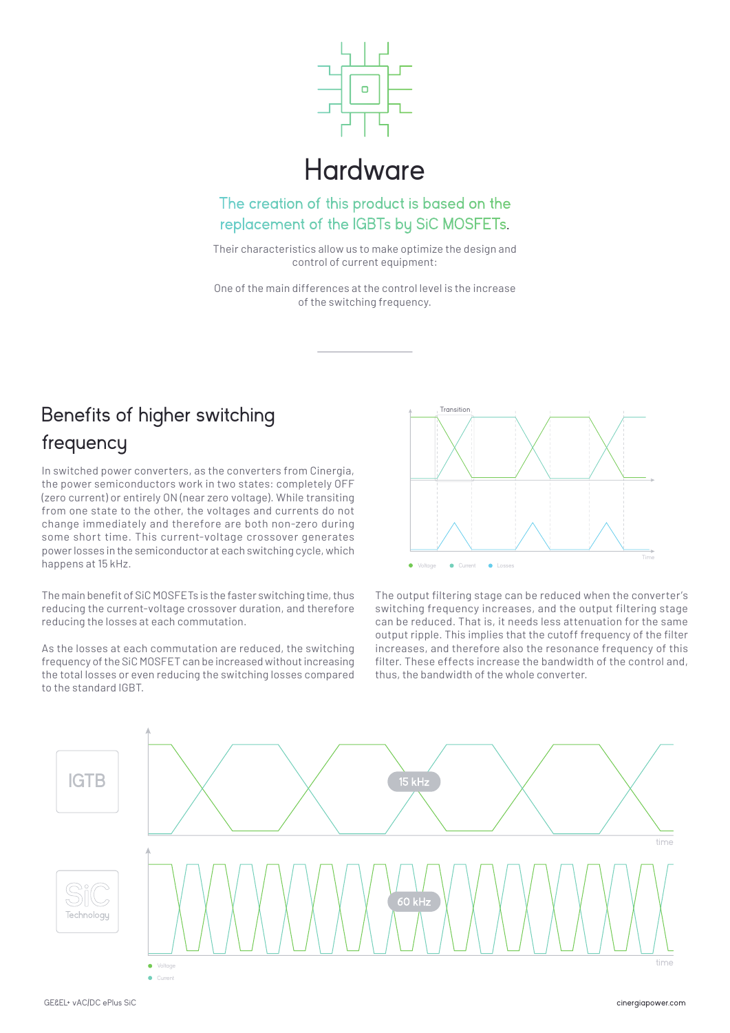# Hardware

## The creation of this product is based on the replacement of the IGBTs by SiC MOSFETs.

Their characteristics allow us to make optimize the design and control of current equipment:

One of the main differences at the control level is the increase of the switching frequency.

## Benefits of higher switching frequency

In switched power converters, as the converters from Cinergia, the power semiconductors work in two states: completely OFF (zero current) or entirely ON (near zero voltage). While transiting from one state to the other, the voltages and currents do not change immediately and therefore are both non-zero during some short time. This current-voltage crossover generates power losses in the semiconductor at each switching cycle, which happens at 15 kHz.

The main benefit of SiC MOSFETs is the faster switching time, thus reducing the current-voltage crossover duration, and therefore reducing the losses at each commutation.

As the losses at each commutation are reduced, the switching frequency of the SiC MOSFET can be increased without increasing the total losses or even reducing the switching losses compared to the standard IGBT.

The output filtering stage can be reduced when the converter's switching frequency increases, and the output filtering stage can be reduced. That is, it needs less attenuation for the same output ripple. This implies that the cutoff frequency of the filter increases, and therefore also the resonance frequency of this filter. These effects increase the bandwidth of the control and, thus, the bandwidth of the whole converter.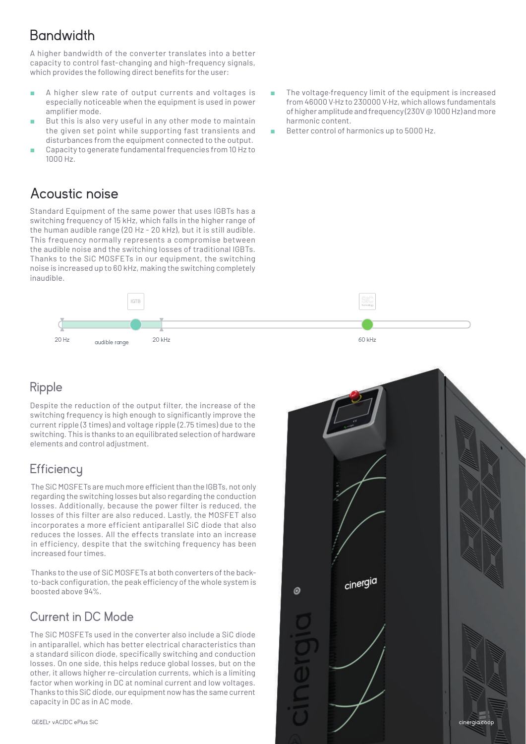## Bandwidth

A higher bandwidth of the converter translates into a better capacity to control fast-changing and high-frequency signals, which provides the following direct benefits for the user:

- A higher slew rate of output currents and voltages is especially noticeable when the equipment is used in power amplifier mode.
- But this is also very useful in any other mode to maintain the given set point while supporting fast transients and disturbances from the equipment connected to the output.
- Capacity to generate fundamental frequencies from 10 Hz to 1000 Hz.
- The voltage-frequency limit of the equipment is increased from 46000 V·Hz to 230000 V·Hz, which allows fundamentals of higher amplitude and frequency (230V @ 1000 Hz) and more harmonic content.
- Better control of harmonics up to 5000 Hz.

## Acoustic noise

Standard Equipment of the same power that uses IGBTs has a switching frequency of 15 kHz, which falls in the higher range of the human audible range (20 Hz - 20 kHz), but it is still audible. This frequency normally represents a compromise between the audible noise and the switching losses of traditional IGBTs. Thanks to the SiC MOSFETs in our equipment, the switching noise is increased up to 60 kHz, making the switching completely inaudible.

IGTB | SiC

20 Hz — audible range — 20 kHz — 60 kHz

## Ripple

Despite the reduction of the output filter, the increase of the switching frequency is high enough to significantly improve the current ripple (3 times) and voltage ripple (2.75 times) due to the switching. This is thanks to an equilibrated selection of hardware elements and control adjustment.

## Efficiency

The SiC MOSFETs are much more efficient than the IGBTs, not only regarding the switching losses but also regarding the conduction losses. Additionally, because the power filter is reduced, the losses of this filter are also reduced. Lastly, the MOSFET also incorporates a more efficient antiparallel SiC diode that also reduces the losses. All the effects translate into an increase in efficiency, despite that the switching frequency has been increased four times.

Thanks to the use of SiC MOSFETs at both converters of the back-to-back configuration, the peak efficiency of the whole system is boosted above 94%.

## Current in DC Mode

The SiC MOSFETs used in the converter also include a SiC diode in antiparallel, which has better electrical characteristics than a standard silicon diode, specifically switching and conduction losses. On one side, this helps reduce global losses, but on the other, it allows higher re-circulation currents, which is a limiting factor when working in DC at nominal current and low voltages. Thanks to this SiC diode, our equipment now has the same current capacity in DC as in AC mode.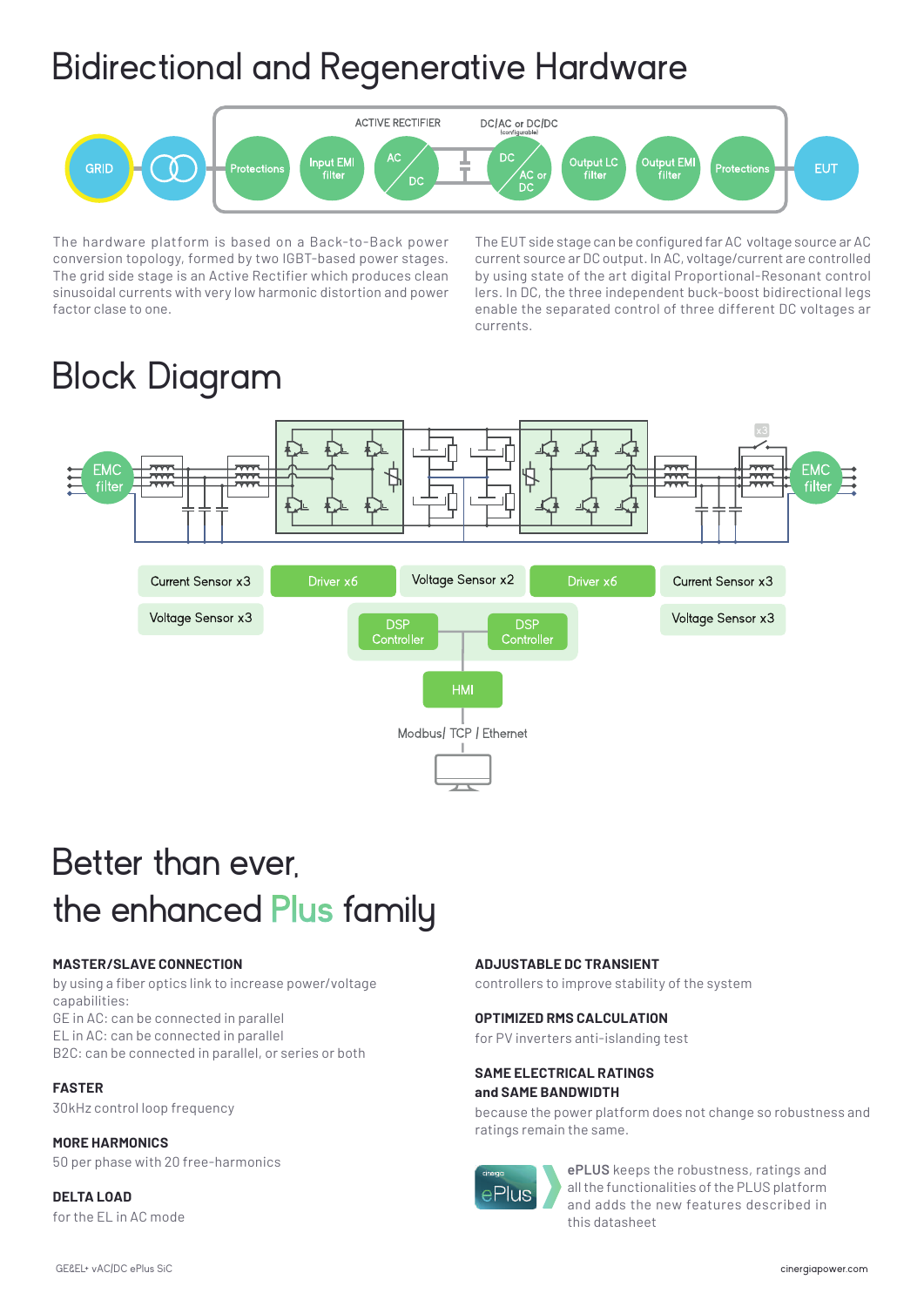# Bidirectional and Regenerative Hardware

GRID → Protections → Input EMI filter → AC/DC (ACTIVE RECTIFIER) → DC/AC or DC/DC (configurable) → Output LC filter → Output EMI filter → Protections → EUT

The hardware platform is based on a Back-to-Back power conversion topology, formed by two IGBT-based power stages. The grid side stage is an Active Rectifier which produces clean sinusoidal currents with very low harmonic distortion and power factor clase to one.

The EUT side stage can be configured far AC voltage source ar AC current source ar DC output. In AC, voltage/current are controlled by using state of the art digital Proportional-Resonant controllers. In DC, the three independent buck-boost bidirectional legs enable the separated control of three different DC voltages ar currents.

# Block Diagram

EMF filter · Current Sensor x3 · Voltage Sensor x3 · Driver x6 · Voltage Sensor x2 · Driver x6 · Current Sensor x3 · Voltage Sensor x3 · DSP Controller · DSP Controller · HMI · Modbus/ TCP / Ethernet · EMC filter · x3

# Better than ever, the enhanced Plus family

**MASTER/SLAVE CONNECTION**
by using a fiber optics link to increase power/voltage capabilities:
GE in AC: can be connected in parallel
EL in AC: can be connected in parallel
B2C: can be connected in parallel, or series or both

**FASTER**
30kHz control loop frequency

**MORE HARMONICS**
50 per phase with 20 free-harmonics

**DELTA LOAD**
for the EL in AC mode

**ADJUSTABLE DC TRANSIENT**
controllers to improve stability of the system

**OPTIMIZED RMS CALCULATION**
for PV inverters anti-islanding test

**SAME ELECTRICAL RATINGS and SAME BANDWIDTH**
because the power platform does not change so robustness and ratings remain the same.

**ePLUS** keeps the robustness, ratings and all the functionalities of the PLUS platform and adds the new features described in this datasheet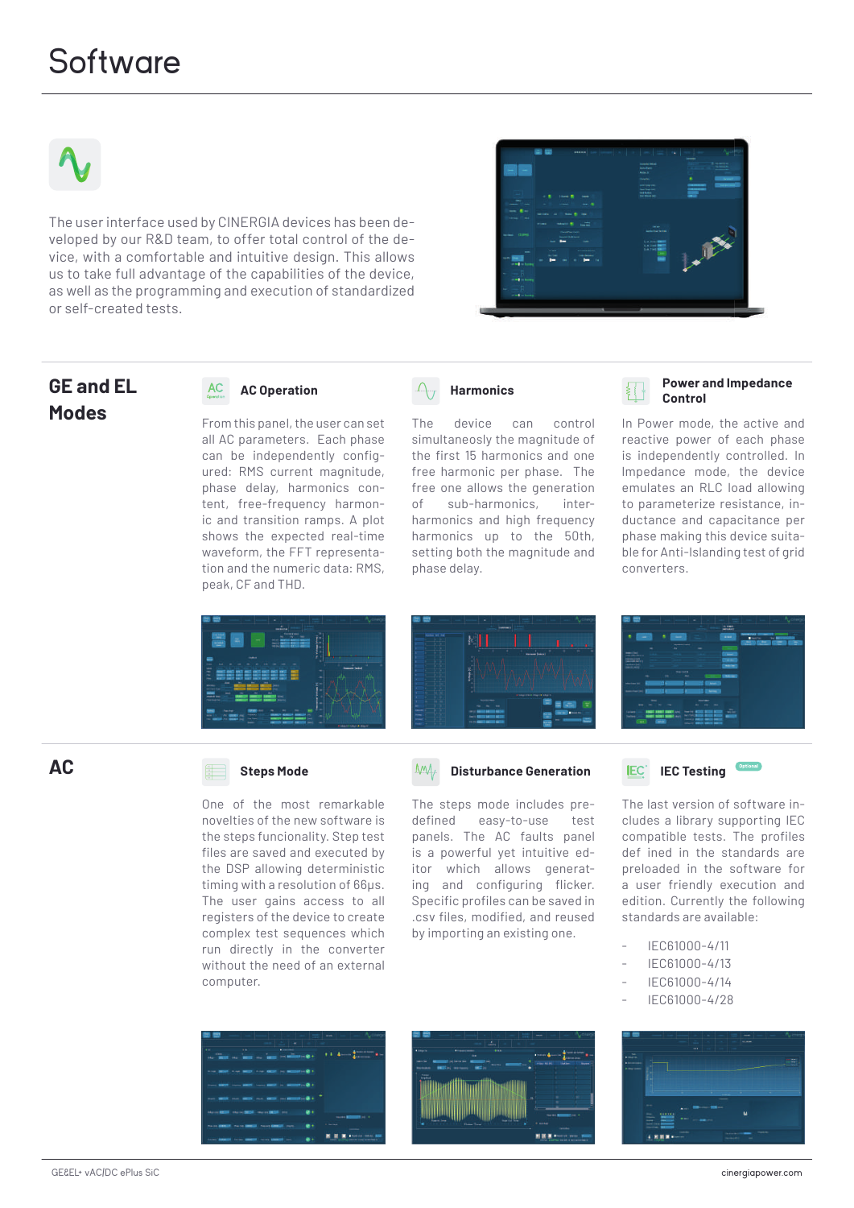# Software

The user interface used by CINERGIA devices has been developed by our R&D team, to offer total control of the device, with a comfortable and intuitive design. This allows us to take full advantage of the capabilities of the device, as well as the programming and execution of standardized or self-created tests.

## GE and EL Modes

### AC Operation

From this panel, the user can set all AC parameters. Each phase can be independently configured: RMS current magnitude, phase delay, harmonics content, free-frequency harmonic and transition ramps. A plot shows the expected real-time waveform, the FFT representation and the numeric data: RMS, peak, CF and THD.

### Harmonics

The device can control simultaneosly the magnitude of the first 15 harmonics and one free harmonic per phase. The free one allows the generation of sub-harmonics, inter-harmonics and high frequency harmonics up to the 50th, setting both the magnitude and phase delay.

### Power and Impedance Control

In Power mode, the active and reactive power of each phase is independently controlled. In Impedance mode, the device emulates an RLC load allowing to parameterize resistance, inductance and capacitance per phase making this device suitable for Anti-Islanding test of grid converters.

## AC

### Steps Mode

One of the most remarkable novelties of the new software is the steps funcionality. Step test files are saved and executed by the DSP allowing deterministic timing with a resolution of 66µs. The user gains access to all registers of the device to create complex test sequences which run directly in the converter without the need of an external computer.

### Disturbance Generation

The steps mode includes predefined easy-to-use test panels. The AC faults panel is a powerful yet intuitive editor which allows generating and configuring flicker. Specific profiles can be saved in .csv files, modified, and reused by importing an existing one.

### IEC Testing (Optional)

The last version of software includes a library supporting IEC compatible tests. The profiles def ined in the standards are preloaded in the software for a user friendly execution and edition. Currently the following standards are available:

- IEC61000-4/11
- IEC61000-4/13
- IEC61000-4/14
- IEC61000-4/28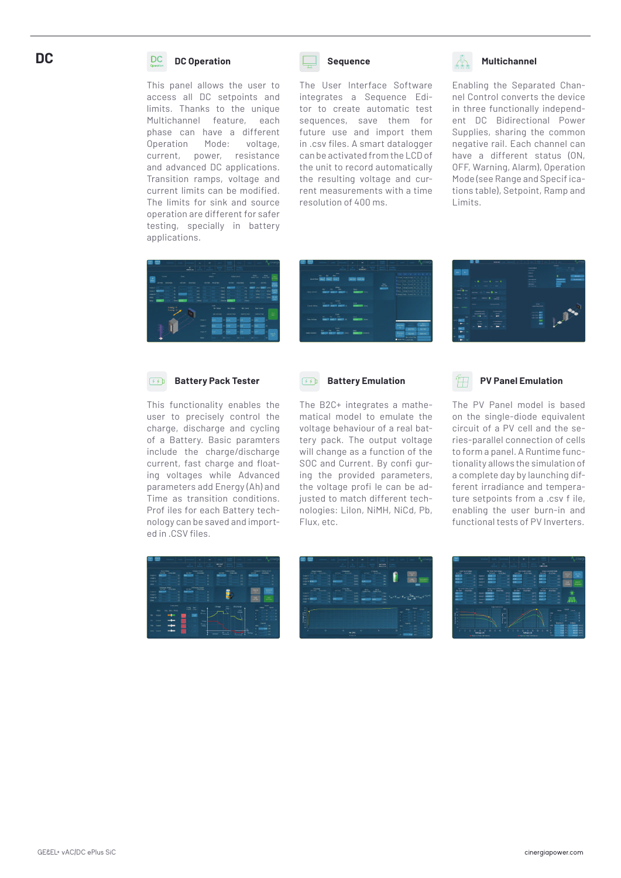# DC

## DC Operation

This panel allows the user to access all DC setpoints and limits. Thanks to the unique Multichannel feature, each phase can have a different Operation Mode: voltage, current, power, resistance and advanced DC applications. Transition ramps, voltage and current limits can be modified. The limits for sink and source operation are different for safer testing, specially in battery applications.

## Sequence

The User Interface Software integrates a Sequence Editor to create automatic test sequences, save them for future use and import them in .csv files. A smart datalogger can be activated from the LCD of the unit to record automatically the resulting voltage and current measurements with a time resolution of 400 ms.

## Multichannel

Enabling the Separated Channel Control converts the device in three functionally independent DC Bidirectional Power Supplies, sharing the common negative rail. Each channel can have a different status (ON, OFF, Warning, Alarm), Operation Mode (see Range and Specifications table), Setpoint, Ramp and Limits.

## Battery Pack Tester

This functionality enables the user to precisely control the charge, discharge and cycling of a Battery. Basic paramters include the charge/discharge current, fast charge and floating voltages while Advanced parameters add Energy (Ah) and Time as transition conditions. Profiles for each Battery technology can be saved and imported in .CSV files.

## Battery Emulation

The B2C+ integrates a mathematical model to emulate the voltage behaviour of a real battery pack. The output voltage will change as a function of the SOC and Current. By configuring the provided parameters, the voltage profile can be adjusted to match different technologies: LiIon, NiMH, NiCd, Pb, Flux, etc.

## PV Panel Emulation

The PV Panel model is based on the single-diode equivalent circuit of a PV cell and the series-parallel connection of cells to form a panel. A Runtime functionality allows the simulation of a complete day by launching different irradiance and temperature setpoints from a .csv file, enabling the user burn-in and functional tests of PV Inverters.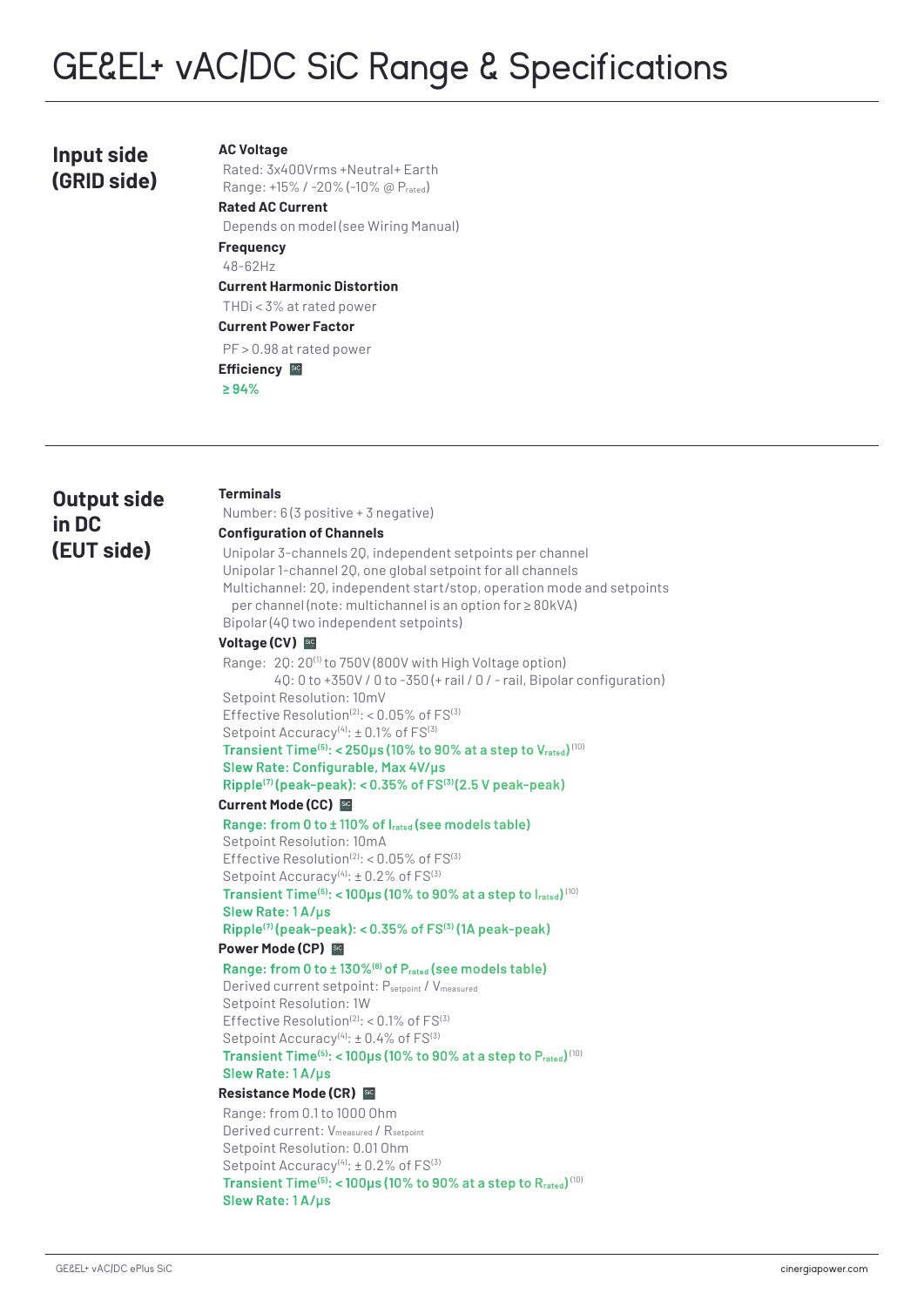# GE&EL+ vAC/DC SiC Range & Specifications

## Input side (GRID side)

**AC Voltage**

Rated: 3x400Vrms +Neutral+ Earth
Range: +15% / -20% (-10% @ $P_{rated}$)

**Rated AC Current**

Depends on model (see Wiring Manual)

**Frequency**

48-62Hz

**Current Harmonic Distortion**

THDi < 3% at rated power

**Current Power Factor**

PF > 0.98 at rated power

**Efficiency** SiC

**≥ 94%**

## Output side in DC (EUT side)

**Terminals**

Number: 6 (3 positive + 3 negative)

**Configuration of Channels**

Unipolar 3-channels 2Q, independent setpoints per channel
Unipolar 1-channel 2Q, one global setpoint for all channels
Multichannel: 2Q, independent start/stop, operation mode and setpoints per channel (note: multichannel is an option for ≥ 80kVA)
Bipolar (4Q two independent setpoints)

**Voltage (CV)** SiC

Range: 2Q: 20[1] to 750V (800V with High Voltage option)
4Q: 0 to +350V / 0 to -350 (+ rail / 0 / - rail, Bipolar configuration)
Setpoint Resolution: 10mV
Effective Resolution[2]: < 0.05% of FS[3]
Setpoint Accuracy[4]: ± 0.1% of FS[3]
**Transient Time[5]: < 250μs (10% to 90% at a step to $V_{rated}$)**[10]
**Slew Rate: Configurable, Max 4V/μs**
**Ripple[7] (peak-peak): < 0.35% of FS[3] (2.5 V peak-peak)**

**Current Mode (CC)** SiC

**Range: from 0 to ± 110% of $I_{rated}$ (see models table)**
Setpoint Resolution: 10mA
Effective Resolution[2]: < 0.05% of FS[3]
Setpoint Accuracy[4]: ± 0.2% of FS[3]
**Transient Time[5]: < 100μs (10% to 90% at a step to $I_{rated}$)**[10]
**Slew Rate: 1 A/μs**
**Ripple[7] (peak-peak): < 0.35% of FS[3] (1A peak-peak)**

**Power Mode (CP)** SiC

**Range: from 0 to ± 130%[8] of $P_{rated}$ (see models table)**
Derived current setpoint: $P_{setpoint}$ / $V_{measured}$
Setpoint Resolution: 1W
Effective Resolution[2]: < 0.1% of FS[3]
Setpoint Accuracy[4]: ± 0.4% of FS[3]
**Transient Time[5]: < 100μs (10% to 90% at a step to $P_{rated}$)**[10]
**Slew Rate: 1 A/μs**

**Resistance Mode (CR)** SiC

Range: from 0.1 to 1000 Ohm
Derived current: $V_{measured}$ / $R_{setpoint}$
Setpoint Resolution: 0.01 Ohm
Setpoint Accuracy[4]: ± 0.2% of FS[3]
**Transient Time[5]: < 100μs (10% to 90% at a step to $R_{rated}$)**[10]
**Slew Rate: 1 A/μs**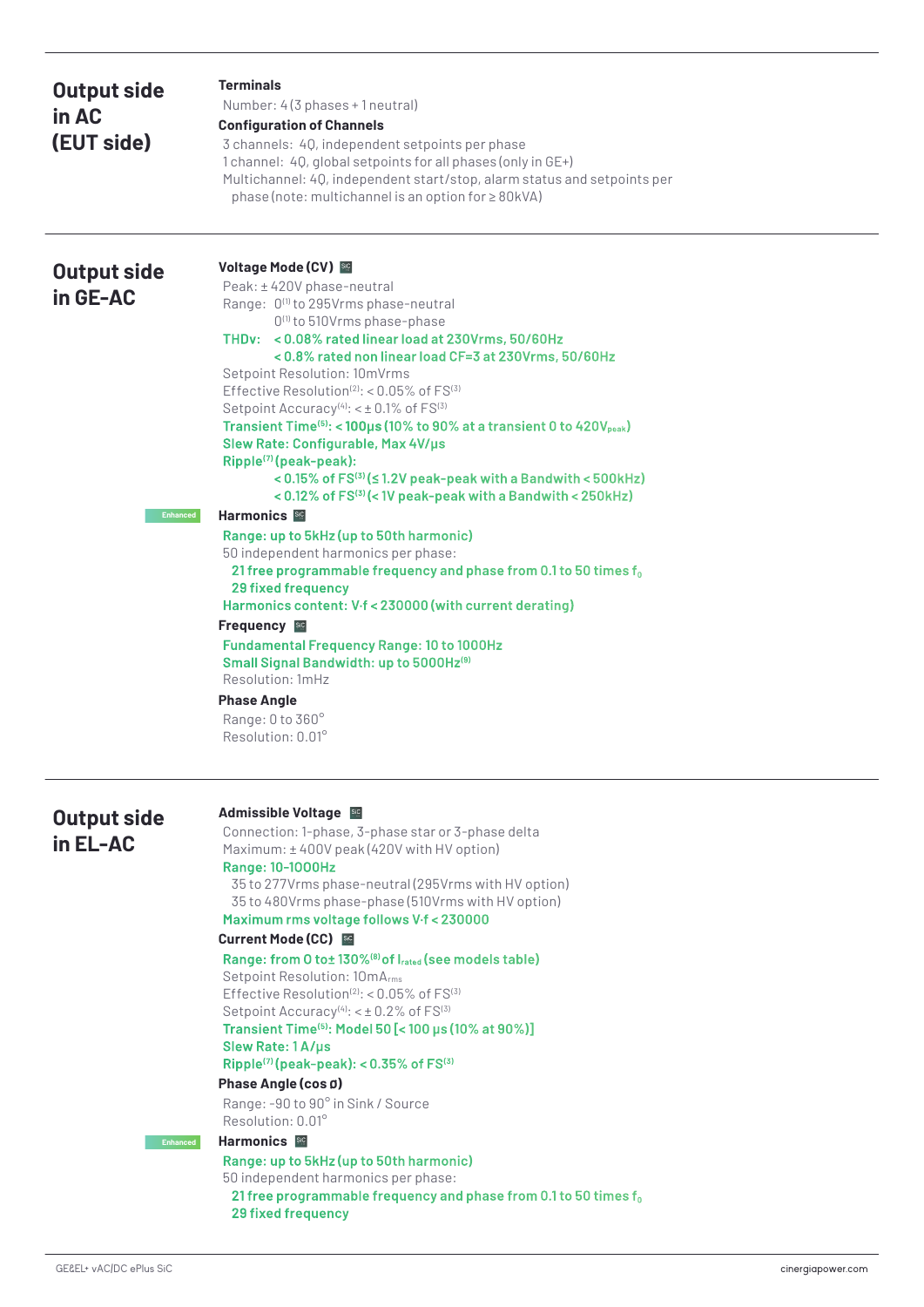## Output side in AC (EUT side)

**Terminals**

Number: 4 (3 phases + 1 neutral)

**Configuration of Channels**

3 channels: 4Q, independent setpoints per phase

1 channel: 4Q, global setpoints for all phases (only in GE+)

Multichannel: 4Q, independent start/stop, alarm status and setpoints per phase (note: multichannel is an option for ≥ 80kVA)

## Output side in GE-AC

**Voltage Mode (CV)** SiC

Peak: ± 420V phase-neutral

Range: 0[1] to 295Vrms phase-neutral
0[1] to 510Vrms phase-phase

**THDv: < 0.08% rated linear load at 230Vrms, 50/60Hz**
**< 0.8% rated non linear load CF=3 at 230Vrms, 50/60Hz**

Setpoint Resolution: 10mVrms

Effective Resolution[2]: < 0.05% of FS[3]

Setpoint Accuracy[4]: < ± 0.1% of FS[3]

**Transient Time[5]: < 100µs (10% to 90% at a transient 0 to 420$V_{peak}$)**

**Slew Rate: Configurable, Max 4V/µs**

**Ripple[7] (peak-peak):**
**< 0.15% of FS[3] (≤ 1.2V peak-peak with a Bandwith < 500kHz)**
**< 0.12% of FS[3] (< 1V peak-peak with a Bandwith < 250kHz)**

Enhanced

**Harmonics** SiC

**Range: up to 5kHz (up to 50th harmonic)**

50 independent harmonics per phase:

- **21 free programmable frequency and phase from 0.1 to 50 times $f_0$**
- **29 fixed frequency**

**Harmonics content: V·f < 230000 (with current derating)**

**Frequency** SiC

**Fundamental Frequency Range: 10 to 1000Hz**

**Small Signal Bandwidth: up to 5000Hz[9]**

Resolution: 1mHz

**Phase Angle**

Range: 0 to 360°

Resolution: 0.01°

## Output side in EL-AC

**Admissible Voltage** SiC

Connection: 1-phase, 3-phase star or 3-phase delta

Maximum: ± 400V peak (420V with HV option)

**Range: 10-1000Hz**

35 to 277Vrms phase-neutral (295Vrms with HV option)

35 to 480Vrms phase-phase (510Vrms with HV option)

**Maximum rms voltage follows V·f < 230000**

**Current Mode (CC)** SiC

**Range: from 0 to± 130%[8] of $I_{rated}$ (see models table)**

Setpoint Resolution: 10$mA_{rms}$

Effective Resolution[2]: < 0.05% of FS[3]

Setpoint Accuracy[4]: < ± 0.2% of FS[3]

**Transient Time[5]: Model 50 [< 100 µs (10% at 90%)]**

**Slew Rate: 1 A/µs**

**Ripple[7] (peak-peak): < 0.35% of FS[3]**

**Phase Angle (cos ø)**

Range: -90 to 90° in Sink / Source

Resolution: 0.01°

Enhanced

**Harmonics** SiC

**Range: up to 5kHz (up to 50th harmonic)**

50 independent harmonics per phase:

- **21 free programmable frequency and phase from 0.1 to 50 times $f_0$**
- **29 fixed frequency**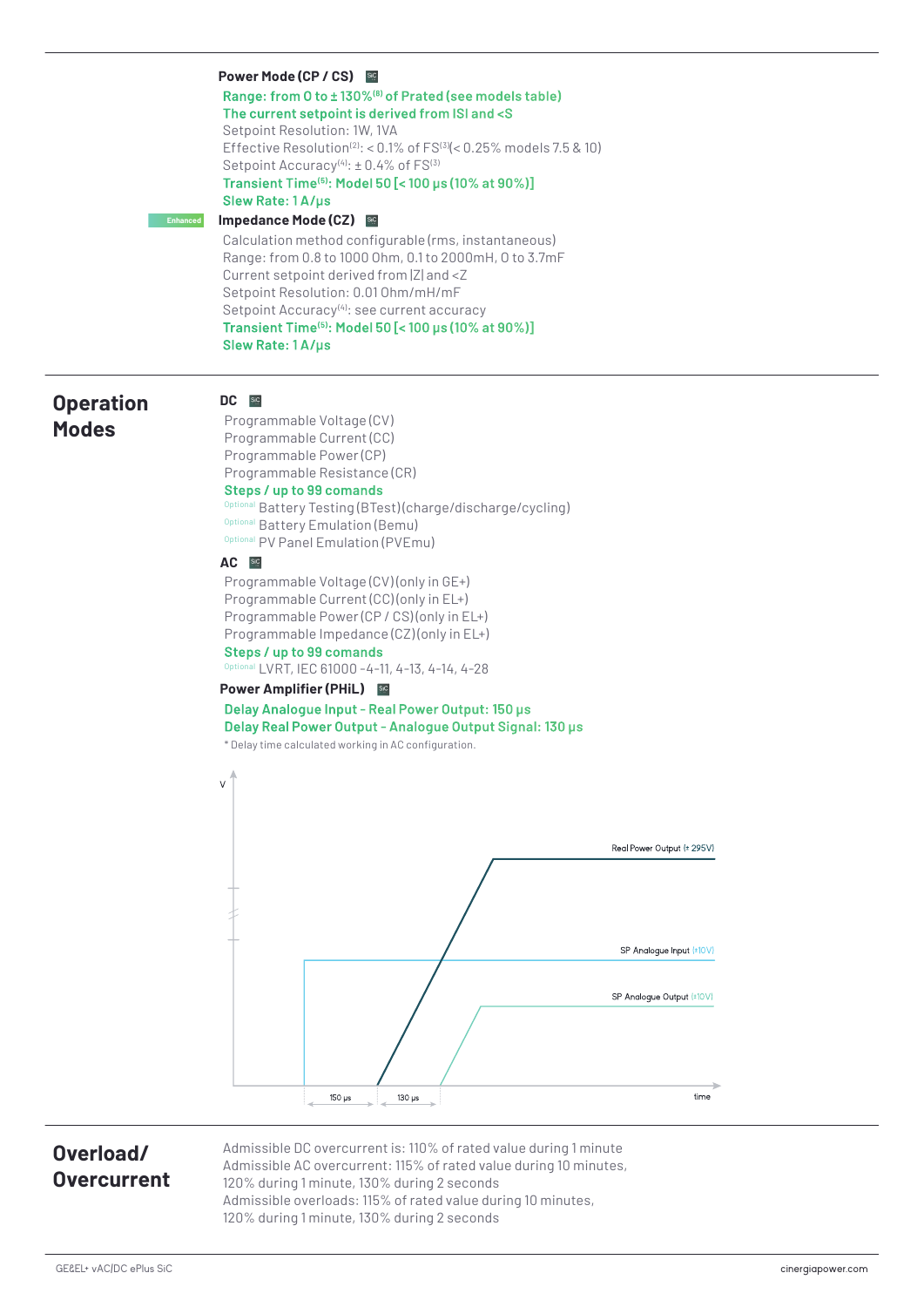**Power Mode (CP / CS)** SiC

Range: from 0 to ± 130%[8] of Prated (see models table)
The current setpoint is derived from |S| and <S
Setpoint Resolution: 1W, 1VA
Effective Resolution[2]: < 0.1% of FS[3](< 0.25% models 7.5 & 10)
Setpoint Accuracy[4]: ± 0.4% of FS[3]
Transient Time[5]: Model 50 [< 100 µs (10% at 90%)]
Slew Rate: 1 A/µs

Enhanced **Impedance Mode (CZ)** SiC

Calculation method configurable (rms, instantaneous)
Range: from 0.8 to 1000 Ohm, 0.1 to 2000mH, 0 to 3.7mF
Current setpoint derived from |Z| and <Z
Setpoint Resolution: 0.01 Ohm/mH/mF
Setpoint Accuracy[4]: see current accuracy
Transient Time[5]: Model 50 [< 100 µs (10% at 90%)]
Slew Rate: 1 A/µs

## Operation Modes

**DC** SiC

Programmable Voltage (CV)
Programmable Current (CC)
Programmable Power (CP)
Programmable Resistance (CR)
Steps / up to 99 comands
Optional Battery Testing (BTest) (charge/discharge/cycling)
Optional Battery Emulation (Bemu)
Optional PV Panel Emulation (PVEmu)

**AC** SiC

Programmable Voltage (CV) (only in GE+)
Programmable Current (CC) (only in EL+)
Programmable Power (CP / CS) (only in EL+)
Programmable Impedance (CZ) (only in EL+)
Steps / up to 99 comands
Optional LVRT, IEC 61000 -4-11, 4-13, 4-14, 4-28

**Power Amplifier (PHiL)** SiC

Delay Analogue Input - Real Power Output: 150 µs
Delay Real Power Output - Analogue Output Signal: 130 µs
* Delay time calculated working in AC configuration.

## Overload/ Overcurrent

Admissible DC overcurrent is: 110% of rated value during 1 minute
Admissible AC overcurrent: 115% of rated value during 10 minutes, 120% during 1 minute, 130% during 2 seconds
Admissible overloads: 115% of rated value during 10 minutes, 120% during 1 minute, 130% during 2 seconds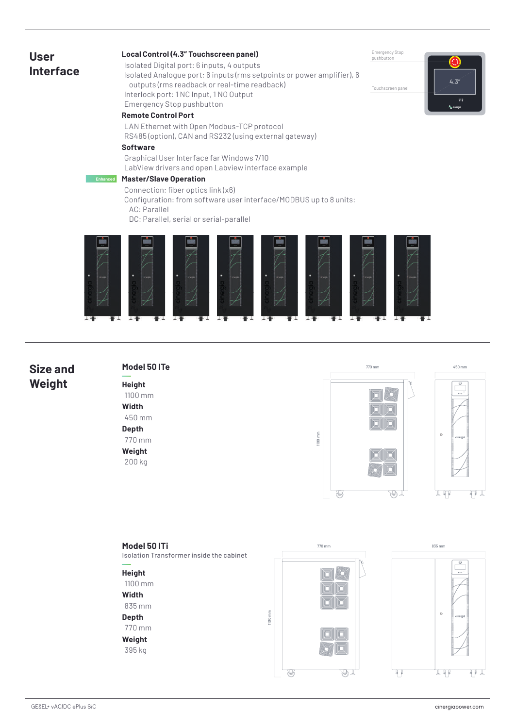## User Interface

### Local Control (4.3" Touchscreen panel)

Isolated Digital port: 6 inputs, 4 outputs
Isolated Analogue port: 6 inputs (rms setpoints or power amplifier), 6 outputs (rms readback or real-time readback)
Interlock port: 1 NC Input, 1 NO Output
Emergency Stop pushbutton

### Remote Control Port

LAN Ethernet with Open Modbus-TCP protocol
RS485 (option), CAN and RS232 (using external gateway)

### Software

Graphical User Interface far Windows 7/10
LabView drivers and open Labview interface example

### Master/Slave Operation

Enhanced

Connection: fiber optics link (x6)
Configuration: from software user interface/MODBUS up to 8 units:
- AC: Parallel
- DC: Parallel, serial or serial-parallel

Emergency Stop pushbutton

Touchscreen panel

## Size and Weight

### Model 50 ITe

**Height**
1100 mm
**Width**
450 mm
**Depth**
770 mm
**Weight**
200 kg

### Model 50 ITi

Isolation Transformer inside the cabinet

**Height**
1100 mm
**Width**
835 mm
**Depth**
770 mm
**Weight**
395 kg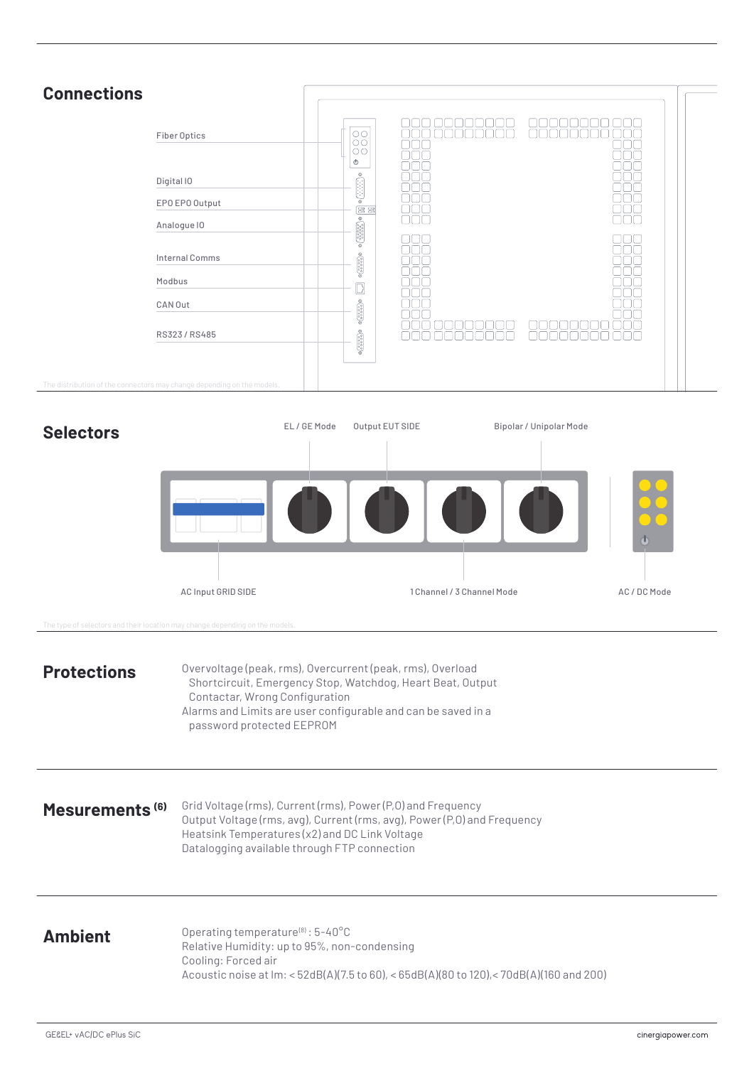## Connections

Fiber Optics

Digital IO

EPO EPO Output

Analogue IO

Internal Comms

Modbus

CAN Out

RS323 / RS485

The distribution of the connectors may change depending on the models.

## Selectors

EL / GE Mode

Output EUT SIDE

Bipolar / Unipolar Mode

AC Input GRID SIDE

1 Channel / 3 Channel Mode

AC / DC Mode

The type of selectors and their location may change depending on the models.

## Protections

Overvoltage (peak, rms), Overcurrent (peak, rms), Overload Shortcircuit, Emergency Stop, Watchdog, Heart Beat, Output Contactar, Wrong Configuration

Alarms and Limits are user configurable and can be saved in a password protected EEPROM

## Mesurements (6)

Grid Voltage (rms), Current (rms), Power (P,Q) and Frequency

Output Voltage (rms, avg), Current (rms, avg), Power (P,Q) and Frequency

Heatsink Temperatures (x2) and DC Link Voltage

Datalogging available through FTP connection

## Ambient

Operating temperature(8) : 5-40°C

Relative Humidity: up to 95%, non-condensing

Cooling: Forced air

Acoustic noise at lm: < 52dB(A)(7.5 to 60), < 65dB(A)(80 to 120),< 70dB(A)(160 and 200)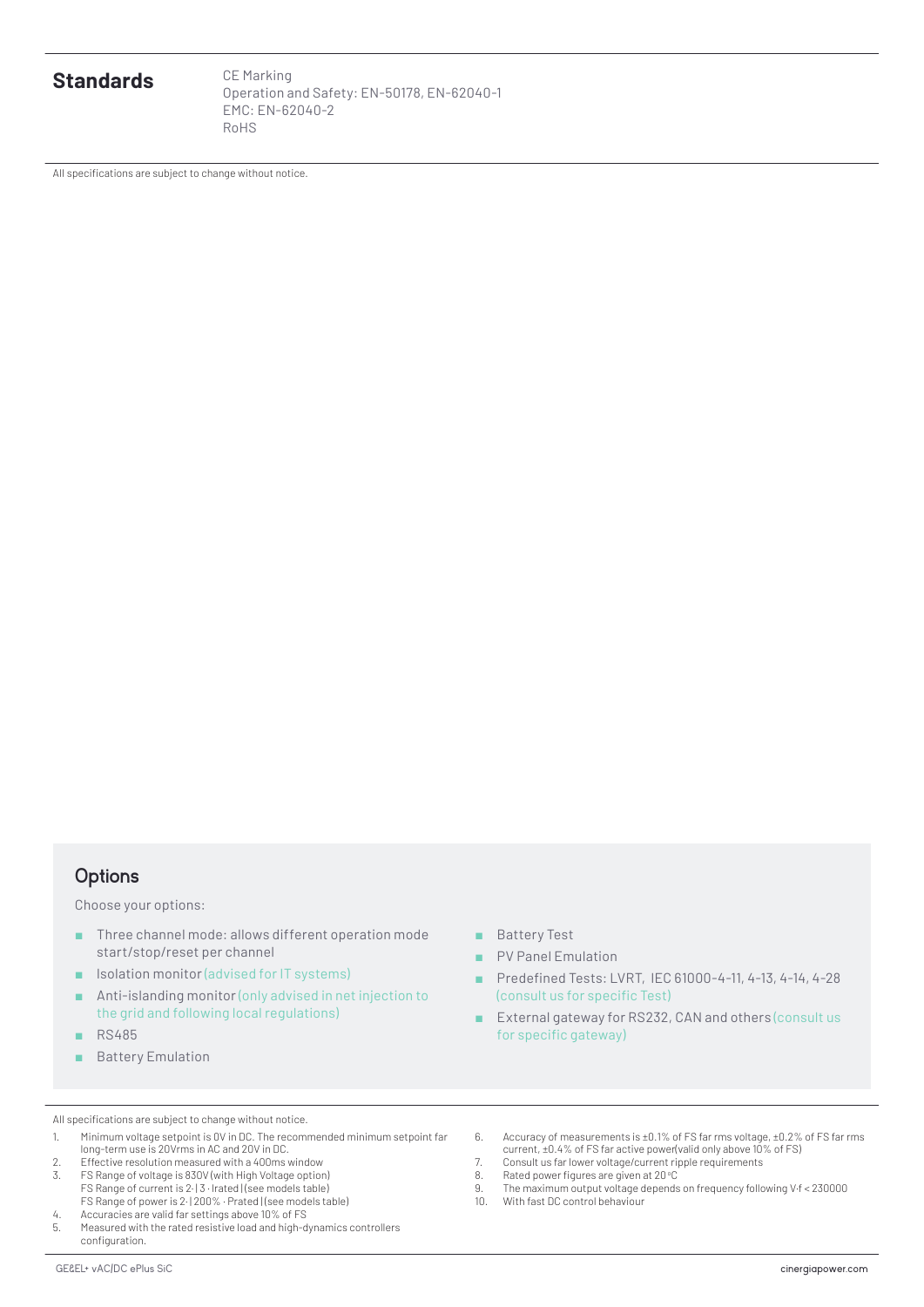## Standards

CE Marking
Operation and Safety: EN-50178, EN-62040-1
EMC: EN-62040-2
RoHS

All specifications are subject to change without notice.

## Options

Choose your options:

- Three channel mode: allows different operation mode start/stop/reset per channel
- Isolation monitor (advised for IT systems)
- Anti-islanding monitor (only advised in net injection to the grid and following local regulations)
- RS485
- Battery Emulation
- Battery Test
- PV Panel Emulation
- Predefined Tests: LVRT, IEC 61000-4-11, 4-13, 4-14, 4-28 (consult us for specific Test)
- External gateway for RS232, CAN and others (consult us for specific gateway)

All specifications are subject to change without notice.

1. Minimum voltage setpoint is 0V in DC. The recommended minimum setpoint far long-term use is 20Vrms in AC and 20V in DC.
2. Effective resolution measured with a 400ms window
3. FS Range of voltage is 830V (with High Voltage option)
   FS Range of current is 2·|3 · Irated | (see models table)
   FS Range of power is 2·|200% · Prated | (see models table)
4. Accuracies are valid far settings above 10% of FS
5. Measured with the rated resistive load and high-dynamics controllers configuration.
6. Accuracy of measurements is ±0.1% of FS far rms voltage, ±0.2% of FS far rms current, ±0.4% of FS far active power(valid only above 10% of FS)
7. Consult us far lower voltage/current ripple requirements
8. Rated power figures are given at 20 ºC
9. The maximum output voltage depends on frequency following V·f < 230000
10. With fast DC control behaviour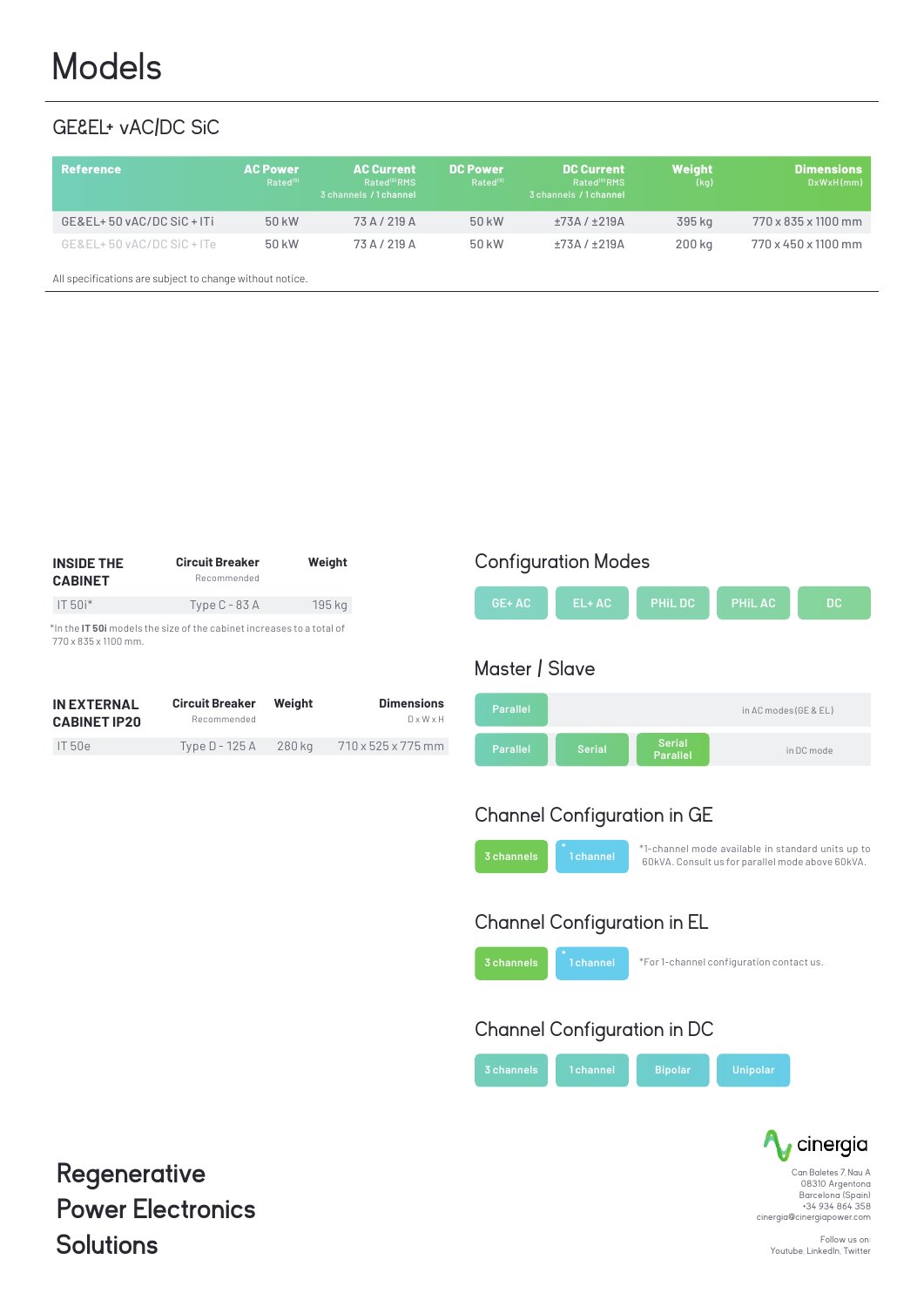# Models

## GE&EL+ vAC/DC SiC

| Reference | AC Power Rated[9] | AC Current Rated[9] RMS 3 channels / 1 channel | DC Power Rated[9] | DC Current Rated[9] RMS 3 channels / 1 channel | Weight (kg) | Dimensions DxWxH (mm) |
|---|---|---|---|---|---|---|
| GE&EL+ 50 vAC/DC SiC + ITi | 50 kW | 73 A / 219 A | 50 kW | ±73A / ±219A | 395 kg | 770 x 835 x 1100 mm |
| GE&EL+ 50 vAC/DC SiC + ITe | 50 kW | 73 A / 219 A | 50 kW | ±73A / ±219A | 200 kg | 770 x 450 x 1100 mm |

All specifications are subject to change without notice.

| INSIDE THE CABINET | Circuit Breaker Recommended | Weight |
|---|---|---|
| IT 50i* | Type C - 83 A | 195 kg |

*In the **IT 50i** models the size of the cabinet increases to a total of 770 x 835 x 1100 mm.

| IN EXTERNAL CABINET IP20 | Circuit Breaker Recommended | Weight | Dimensions D x W x H |
|---|---|---|---|
| IT 50e | Type D - 125 A | 280 kg | 710 x 525 x 775 mm |

## Configuration Modes

GE+ AC | EL+ AC | PHiL DC | PHiL AC | DC

## Master / Slave

Parallel — in AC modes (GE & EL)

Parallel | Serial | Serial Parallel — in DC mode

## Channel Configuration in GE

3 channels | * 1 channel

*1-channel mode available in standard units up to 60kVA. Consult us for parallel mode above 60kVA.

## Channel Configuration in EL

3 channels | * 1 channel

*For 1-channel configuration contact us.

## Channel Configuration in DC

3 channels | 1 channel | Bipolar | Unipolar

**Regenerative Power Electronics Solutions**

cinergia

Can Baletes 7, Nau A
08310 Argentona
Barcelona (Spain)
+34 934 864 358
cinergia@cinergiapower.com

Follow us on:
Youtube, LinkedIn, Twitter